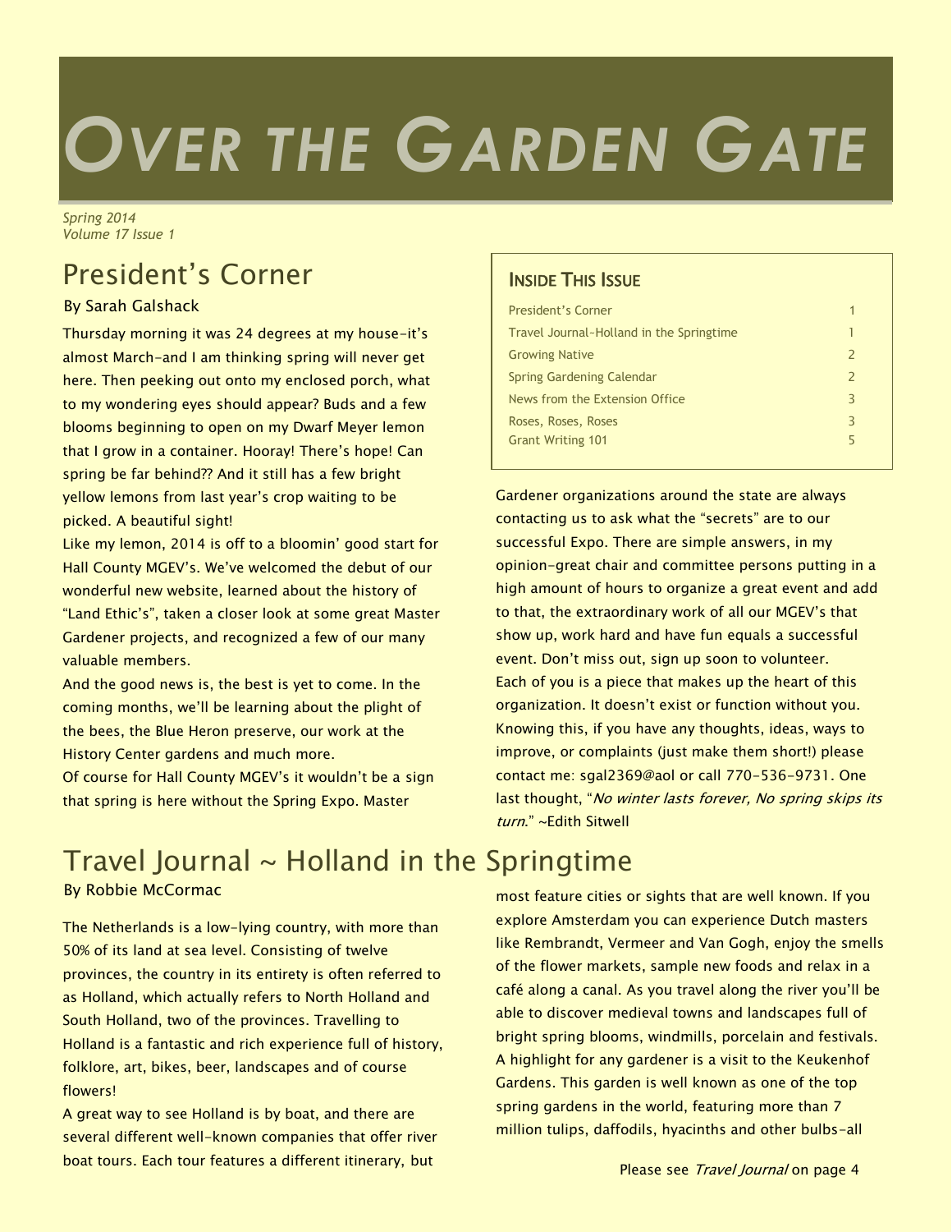# OVER THE GARDEN GATE

*Spring 2014*
*Volume 17 Issue 1*

## President's Corner

By Sarah Galshack

Thursday morning it was 24 degrees at my house–it's almost March–and I am thinking spring will never get here. Then peeking out onto my enclosed porch, what to my wondering eyes should appear? Buds and a few blooms beginning to open on my Dwarf Meyer lemon that I grow in a container. Hooray! There's hope! Can spring be far behind?? And it still has a few bright yellow lemons from last year's crop waiting to be picked. A beautiful sight!

Like my lemon, 2014 is off to a bloomin' good start for Hall County MGEV's. We've welcomed the debut of our wonderful new website, learned about the history of "Land Ethic's", taken a closer look at some great Master Gardener projects, and recognized a few of our many valuable members.

And the good news is, the best is yet to come. In the coming months, we'll be learning about the plight of the bees, the Blue Heron preserve, our work at the History Center gardens and much more.

Of course for Hall County MGEV's it wouldn't be a sign that spring is here without the Spring Expo. Master Gardener organizations around the state are always contacting us to ask what the "secrets" are to our successful Expo. There are simple answers, in my opinion–great chair and committee persons putting in a high amount of hours to organize a great event and add to that, the extraordinary work of all our MGEV's that show up, work hard and have fun equals a successful event. Don't miss out, sign up soon to volunteer.

Each of you is a piece that makes up the heart of this organization. It doesn't exist or function without you. Knowing this, if you have any thoughts, ideas, ways to improve, or complaints (just make them short!) please contact me: sgal2369@aol or call 770-536-9731. One last thought, "*No winter lasts forever, No spring skips its turn*." ~Edith Sitwell

### Inside This Issue

| | |
|---|---|
| President's Corner | 1 |
| Travel Journal-Holland in the Springtime | 1 |
| Growing Native | 2 |
| Spring Gardening Calendar | 2 |
| News from the Extension Office | 3 |
| Roses, Roses, Roses | 3 |
| Grant Writing 101 | 5 |

## Travel Journal ~ Holland in the Springtime

By Robbie McCormac

The Netherlands is a low-lying country, with more than 50% of its land at sea level. Consisting of twelve provinces, the country in its entirety is often referred to as Holland, which actually refers to North Holland and South Holland, two of the provinces. Travelling to Holland is a fantastic and rich experience full of history, folklore, art, bikes, beer, landscapes and of course flowers!

A great way to see Holland is by boat, and there are several different well-known companies that offer river boat tours. Each tour features a different itinerary, but most feature cities or sights that are well known. If you explore Amsterdam you can experience Dutch masters like Rembrandt, Vermeer and Van Gogh, enjoy the smells of the flower markets, sample new foods and relax in a café along a canal. As you travel along the river you'll be able to discover medieval towns and landscapes full of bright spring blooms, windmills, porcelain and festivals. A highlight for any gardener is a visit to the Keukenhof Gardens. This garden is well known as one of the top spring gardens in the world, featuring more than 7 million tulips, daffodils, hyacinths and other bulbs–all

Please see *Travel Journal* on page 4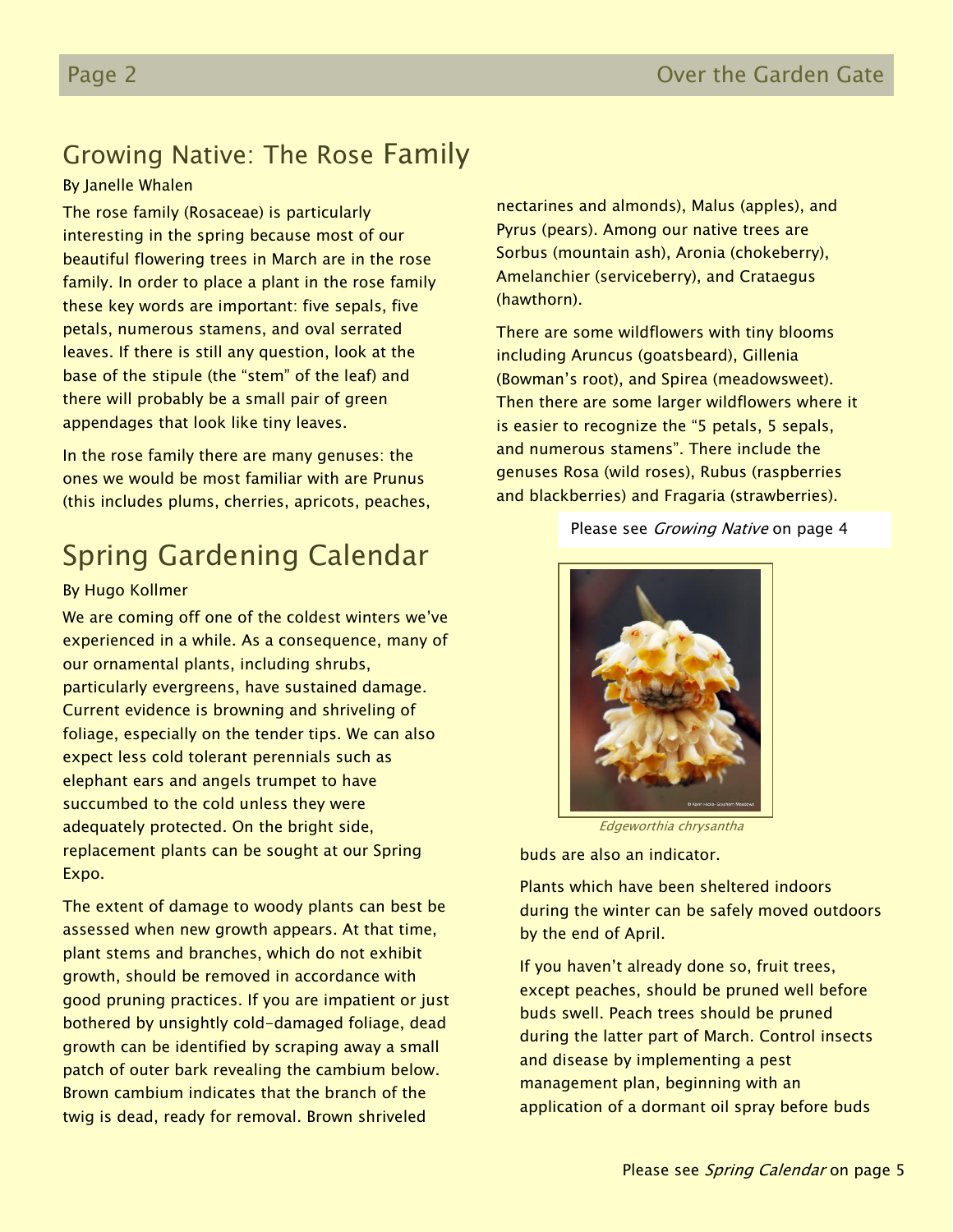## Growing Native: The Rose Family

By Janelle Whalen

The rose family (Rosaceae) is particularly interesting in the spring because most of our beautiful flowering trees in March are in the rose family. In order to place a plant in the rose family these key words are important: five sepals, five petals, numerous stamens, and oval serrated leaves. If there is still any question, look at the base of the stipule (the "stem" of the leaf) and there will probably be a small pair of green appendages that look like tiny leaves.

In the rose family there are many genuses: the ones we would be most familiar with are Prunus (this includes plums, cherries, apricots, peaches, nectarines and almonds), Malus (apples), and Pyrus (pears). Among our native trees are Sorbus (mountain ash), Aronia (chokeberry), Amelanchier (serviceberry), and Crataegus (hawthorn).

There are some wildflowers with tiny blooms including Aruncus (goatsbeard), Gillenia (Bowman's root), and Spirea (meadowsweet). Then there are some larger wildflowers where it is easier to recognize the "5 petals, 5 sepals, and numerous stamens". There include the genuses Rosa (wild roses), Rubus (raspberries and blackberries) and Fragaria (strawberries).

Please see *Growing Native* on page 4

## Spring Gardening Calendar

By Hugo Kollmer

We are coming off one of the coldest winters we've experienced in a while. As a consequence, many of our ornamental plants, including shrubs, particularly evergreens, have sustained damage. Current evidence is browning and shriveling of foliage, especially on the tender tips. We can also expect less cold tolerant perennials such as elephant ears and angels trumpet to have succumbed to the cold unless they were adequately protected. On the bright side, replacement plants can be sought at our Spring Expo.

The extent of damage to woody plants can best be assessed when new growth appears. At that time, plant stems and branches, which do not exhibit growth, should be removed in accordance with good pruning practices. If you are impatient or just bothered by unsightly cold-damaged foliage, dead growth can be identified by scraping away a small patch of outer bark revealing the cambium below. Brown cambium indicates that the branch of the twig is dead, ready for removal. Brown shriveled buds are also an indicator.

*Edgeworthia chrysantha*

Plants which have been sheltered indoors during the winter can be safely moved outdoors by the end of April.

If you haven't already done so, fruit trees, except peaches, should be pruned well before buds swell. Peach trees should be pruned during the latter part of March. Control insects and disease by implementing a pest management plan, beginning with an application of a dormant oil spray before buds

Please see *Spring Calendar* on page 5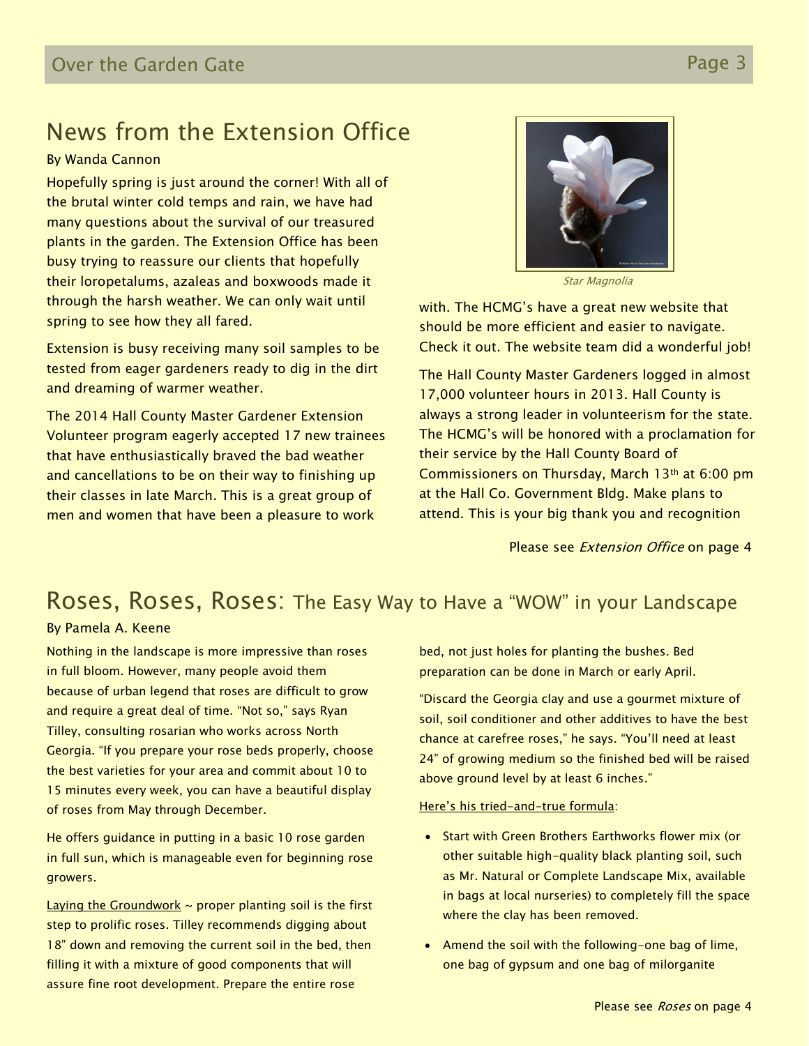## News from the Extension Office

By Wanda Cannon

Hopefully spring is just around the corner! With all of the brutal winter cold temps and rain, we have had many questions about the survival of our treasured plants in the garden. The Extension Office has been busy trying to reassure our clients that hopefully their loropetalums, azaleas and boxwoods made it through the harsh weather. We can only wait until spring to see how they all fared.

Extension is busy receiving many soil samples to be tested from eager gardeners ready to dig in the dirt and dreaming of warmer weather.

The 2014 Hall County Master Gardener Extension Volunteer program eagerly accepted 17 new trainees that have enthusiastically braved the bad weather and cancellations to be on their way to finishing up their classes in late March. This is a great group of men and women that have been a pleasure to work with. The HCMG's have a great new website that should be more efficient and easier to navigate. Check it out. The website team did a wonderful job!

*Star Magnolia*

The Hall County Master Gardeners logged in almost 17,000 volunteer hours in 2013. Hall County is always a strong leader in volunteerism for the state. The HCMG's will be honored with a proclamation for their service by the Hall County Board of Commissioners on Thursday, March 13th at 6:00 pm at the Hall Co. Government Bldg. Make plans to attend. This is your big thank you and recognition

Please see *Extension Office* on page 4

## Roses, Roses, Roses: The Easy Way to Have a "WOW" in your Landscape

By Pamela A. Keene

Nothing in the landscape is more impressive than roses in full bloom. However, many people avoid them because of urban legend that roses are difficult to grow and require a great deal of time. "Not so," says Ryan Tilley, consulting rosarian who works across North Georgia. "If you prepare your rose beds properly, choose the best varieties for your area and commit about 10 to 15 minutes every week, you can have a beautiful display of roses from May through December.

He offers guidance in putting in a basic 10 rose garden in full sun, which is manageable even for beginning rose growers.

Laying the Groundwork ~ proper planting soil is the first step to prolific roses. Tilley recommends digging about 18" down and removing the current soil in the bed, then filling it with a mixture of good components that will assure fine root development. Prepare the entire rose bed, not just holes for planting the bushes. Bed preparation can be done in March or early April.

"Discard the Georgia clay and use a gourmet mixture of soil, soil conditioner and other additives to have the best chance at carefree roses," he says. "You'll need at least 24" of growing medium so the finished bed will be raised above ground level by at least 6 inches."

Here's his tried-and-true formula:

- Start with Green Brothers Earthworks flower mix (or other suitable high-quality black planting soil, such as Mr. Natural or Complete Landscape Mix, available in bags at local nurseries) to completely fill the space where the clay has been removed.
- Amend the soil with the following-one bag of lime, one bag of gypsum and one bag of milorganite

Please see *Roses* on page 4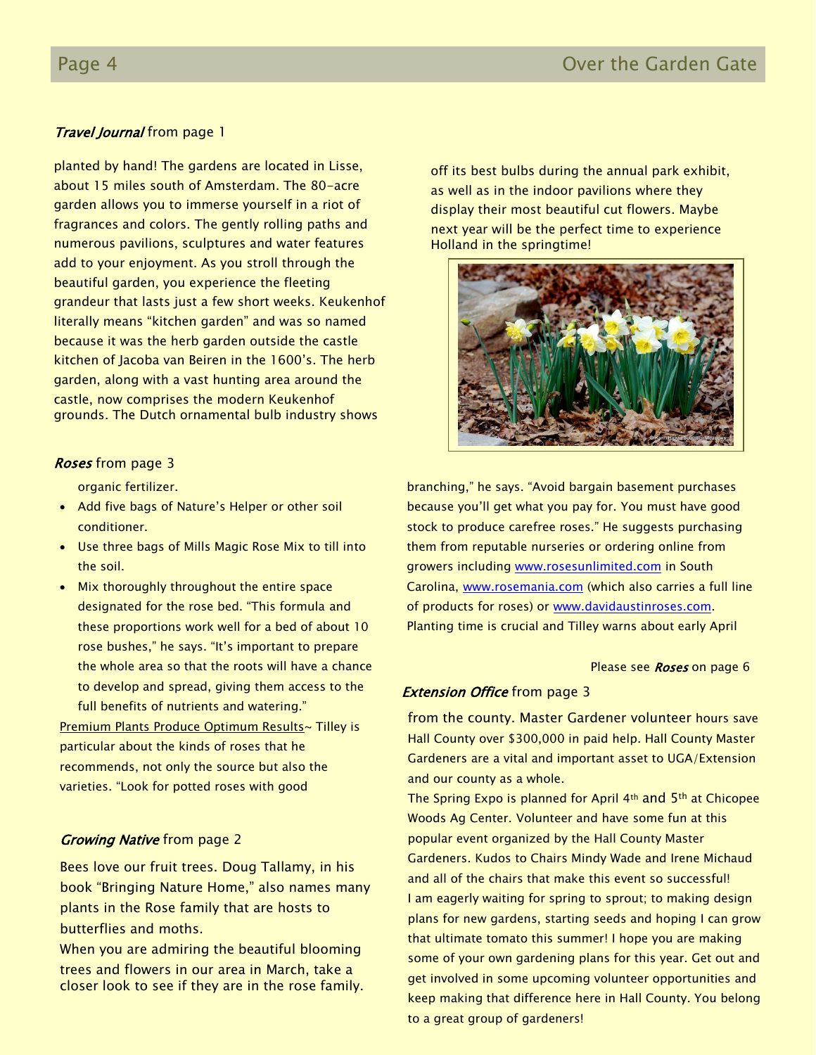*Travel Journal* from page 1

planted by hand! The gardens are located in Lisse, about 15 miles south of Amsterdam. The 80-acre garden allows you to immerse yourself in a riot of fragrances and colors. The gently rolling paths and numerous pavilions, sculptures and water features add to your enjoyment. As you stroll through the beautiful garden, you experience the fleeting grandeur that lasts just a few short weeks. Keukenhof literally means "kitchen garden" and was so named because it was the herb garden outside the castle kitchen of Jacoba van Beiren in the 1600's. The herb garden, along with a vast hunting area around the castle, now comprises the modern Keukenhof grounds. The Dutch ornamental bulb industry shows off its best bulbs during the annual park exhibit, as well as in the indoor pavilions where they display their most beautiful cut flowers. Maybe next year will be the perfect time to experience Holland in the springtime!

*Roses* from page 3

organic fertilizer.

- Add five bags of Nature's Helper or other soil conditioner.
- Use three bags of Mills Magic Rose Mix to till into the soil.
- Mix thoroughly throughout the entire space designated for the rose bed. "This formula and these proportions work well for a bed of about 10 rose bushes," he says. "It's important to prepare the whole area so that the roots will have a chance to develop and spread, giving them access to the full benefits of nutrients and watering."

Premium Plants Produce Optimum Results~ Tilley is particular about the kinds of roses that he recommends, not only the source but also the varieties. "Look for potted roses with good branching," he says. "Avoid bargain basement purchases because you'll get what you pay for. You must have good stock to produce carefree roses." He suggests purchasing them from reputable nurseries or ordering online from growers including www.rosesunlimited.com in South Carolina, www.rosemania.com (which also carries a full line of products for roses) or www.davidaustinroses.com. Planting time is crucial and Tilley warns about early April

Please see *Roses* on page 6

*Growing Native* from page 2

Bees love our fruit trees. Doug Tallamy, in his book "Bringing Nature Home," also names many plants in the Rose family that are hosts to butterflies and moths.

When you are admiring the beautiful blooming trees and flowers in our area in March, take a closer look to see if they are in the rose family.

*Extension Office* from page 3

from the county. Master Gardener volunteer hours save Hall County over $300,000 in paid help. Hall County Master Gardeners are a vital and important asset to UGA/Extension and our county as a whole.

The Spring Expo is planned for April 4th and 5th at Chicopee Woods Ag Center. Volunteer and have some fun at this popular event organized by the Hall County Master Gardeners. Kudos to Chairs Mindy Wade and Irene Michaud and all of the chairs that make this event so successful!

I am eagerly waiting for spring to sprout; to making design plans for new gardens, starting seeds and hoping I can grow that ultimate tomato this summer! I hope you are making some of your own gardening plans for this year. Get out and get involved in some upcoming volunteer opportunities and keep making that difference here in Hall County. You belong to a great group of gardeners!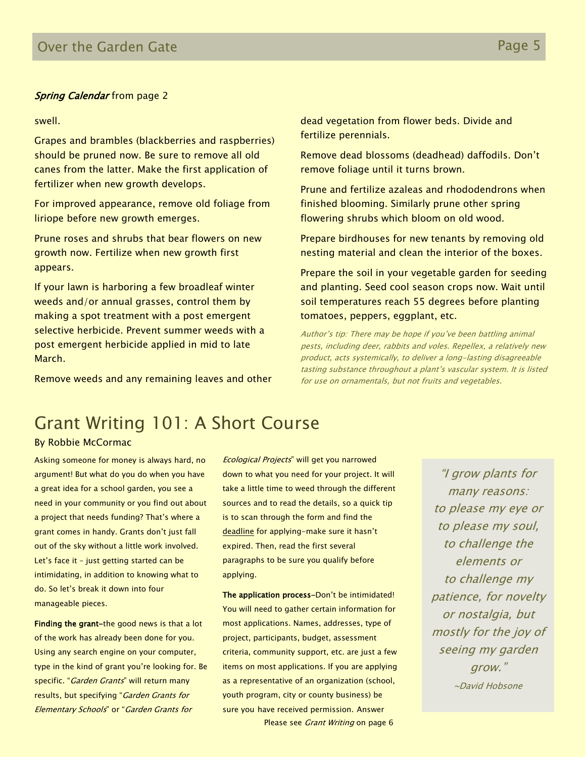*Spring Calendar* from page 2

swell.

Grapes and brambles (blackberries and raspberries) should be pruned now. Be sure to remove all old canes from the latter. Make the first application of fertilizer when new growth develops.

For improved appearance, remove old foliage from liriope before new growth emerges.

Prune roses and shrubs that bear flowers on new growth now. Fertilize when new growth first appears.

If your lawn is harboring a few broadleaf winter weeds and/or annual grasses, control them by making a spot treatment with a post emergent selective herbicide. Prevent summer weeds with a post emergent herbicide applied in mid to late March.

Remove weeds and any remaining leaves and other dead vegetation from flower beds. Divide and fertilize perennials.

Remove dead blossoms (deadhead) daffodils. Don't remove foliage until it turns brown.

Prune and fertilize azaleas and rhododendrons when finished blooming. Similarly prune other spring flowering shrubs which bloom on old wood.

Prepare birdhouses for new tenants by removing old nesting material and clean the interior of the boxes.

Prepare the soil in your vegetable garden for seeding and planting. Seed cool season crops now. Wait until soil temperatures reach 55 degrees before planting tomatoes, peppers, eggplant, etc.

*Author's tip: There may be hope if you've been battling animal pests, including deer, rabbits and voles. Repellex, a relatively new product, acts systemically, to deliver a long-lasting disagreeable tasting substance throughout a plant's vascular system. It is listed for use on ornamentals, but not fruits and vegetables.*

# Grant Writing 101: A Short Course

By Robbie McCormac

Asking someone for money is always hard, no argument! But what do you do when you have a great idea for a school garden, you see a need in your community or you find out about a project that needs funding? That's where a grant comes in handy. Grants don't just fall out of the sky without a little work involved. Let's face it – just getting started can be intimidating, in addition to knowing what to do. So let's break it down into four manageable pieces.

**Finding the grant**–the good news is that a lot of the work has already been done for you. Using any search engine on your computer, type in the kind of grant you're looking for. Be specific. "*Garden Grants*" will return many results, but specifying "*Garden Grants for Elementary Schools*" or "*Garden Grants for Ecological Projects*" will get you narrowed down to what you need for your project. It will take a little time to weed through the different sources and to read the details, so a quick tip is to scan through the form and find the deadline for applying–make sure it hasn't expired. Then, read the first several paragraphs to be sure you qualify before applying.

**The application process**–Don't be intimidated! You will need to gather certain information for most applications. Names, addresses, type of project, participants, budget, assessment criteria, community support, etc. are just a few items on most applications. If you are applying as a representative of an organization (school, youth program, city or county business) be sure you have received permission. Answer

Please see *Grant Writing* on page 6

> *"I grow plants for many reasons: to please my eye or to please my soul, to challenge the elements or to challenge my patience, for novelty or nostalgia, but mostly for the joy of seeing my garden grow."*
>
> *~David Hobsone*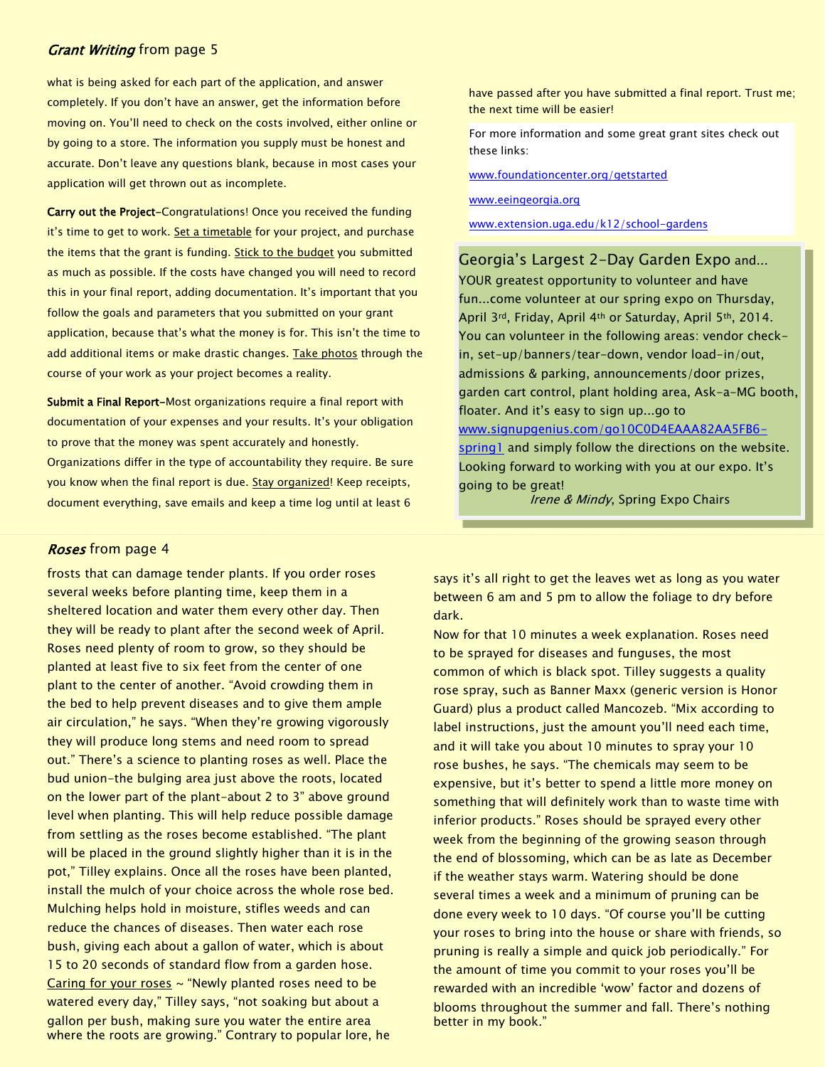## *Grant Writing* from page 5

what is being asked for each part of the application, and answer completely. If you don't have an answer, get the information before moving on. You'll need to check on the costs involved, either online or by going to a store. The information you supply must be honest and accurate. Don't leave any questions blank, because in most cases your application will get thrown out as incomplete.

**Carry out the Project**–Congratulations! Once you received the funding it's time to get to work. Set a timetable for your project, and purchase the items that the grant is funding. Stick to the budget you submitted as much as possible. If the costs have changed you will need to record this in your final report, adding documentation. It's important that you follow the goals and parameters that you submitted on your grant application, because that's what the money is for. This isn't the time to add additional items or make drastic changes. Take photos through the course of your work as your project becomes a reality.

**Submit a Final Report**–Most organizations require a final report with documentation of your expenses and your results. It's your obligation to prove that the money was spent accurately and honestly. Organizations differ in the type of accountability they require. Be sure you know when the final report is due. Stay organized! Keep receipts, document everything, save emails and keep a time log until at least 6 have passed after you have submitted a final report. Trust me; the next time will be easier!

For more information and some great grant sites check out these links:

www.foundationcenter.org/getstarted

www.eeingeorgia.org

www.extension.uga.edu/k12/school-gardens

## Georgia's Largest 2-Day Garden Expo and...

YOUR greatest opportunity to volunteer and have fun...come volunteer at our spring expo on Thursday, April 3rd, Friday, April 4th or Saturday, April 5th, 2014. You can volunteer in the following areas: vendor check-in, set-up/banners/tear-down, vendor load-in/out, admissions & parking, announcements/door prizes, garden cart control, plant holding area, Ask-a-MG booth, floater. And it's easy to sign up...go to www.signupgenius.com/go10C0D4EAAA82AA5FB6-spring1 and simply follow the directions on the website. Looking forward to working with you at our expo. It's going to be great!

*Irene & Mindy*, Spring Expo Chairs

## *Roses* from page 4

frosts that can damage tender plants. If you order roses several weeks before planting time, keep them in a sheltered location and water them every other day. Then they will be ready to plant after the second week of April. Roses need plenty of room to grow, so they should be planted at least five to six feet from the center of one plant to the center of another. "Avoid crowding them in the bed to help prevent diseases and to give them ample air circulation," he says. "When they're growing vigorously they will produce long stems and need room to spread out." There's a science to planting roses as well. Place the bud union–the bulging area just above the roots, located on the lower part of the plant–about 2 to 3" above ground level when planting. This will help reduce possible damage from settling as the roses become established. "The plant will be placed in the ground slightly higher than it is in the pot," Tilley explains. Once all the roses have been planted, install the mulch of your choice across the whole rose bed. Mulching helps hold in moisture, stifles weeds and can reduce the chances of diseases. Then water each rose bush, giving each about a gallon of water, which is about 15 to 20 seconds of standard flow from a garden hose.

Caring for your roses ~ "Newly planted roses need to be watered every day," Tilley says, "not soaking but about a gallon per bush, making sure you water the entire area where the roots are growing." Contrary to popular lore, he says it's all right to get the leaves wet as long as you water between 6 am and 5 pm to allow the foliage to dry before dark.

Now for that 10 minutes a week explanation. Roses need to be sprayed for diseases and funguses, the most common of which is black spot. Tilley suggests a quality rose spray, such as Banner Maxx (generic version is Honor Guard) plus a product called Mancozeb. "Mix according to label instructions, just the amount you'll need each time, and it will take you about 10 minutes to spray your 10 rose bushes, he says. "The chemicals may seem to be expensive, but it's better to spend a little more money on something that will definitely work than to waste time with inferior products." Roses should be sprayed every other week from the beginning of the growing season through the end of blossoming, which can be as late as December if the weather stays warm. Watering should be done several times a week and a minimum of pruning can be done every week to 10 days. "Of course you'll be cutting your roses to bring into the house or share with friends, so pruning is really a simple and quick job periodically." For the amount of time you commit to your roses you'll be rewarded with an incredible 'wow' factor and dozens of blooms throughout the summer and fall. There's nothing better in my book."